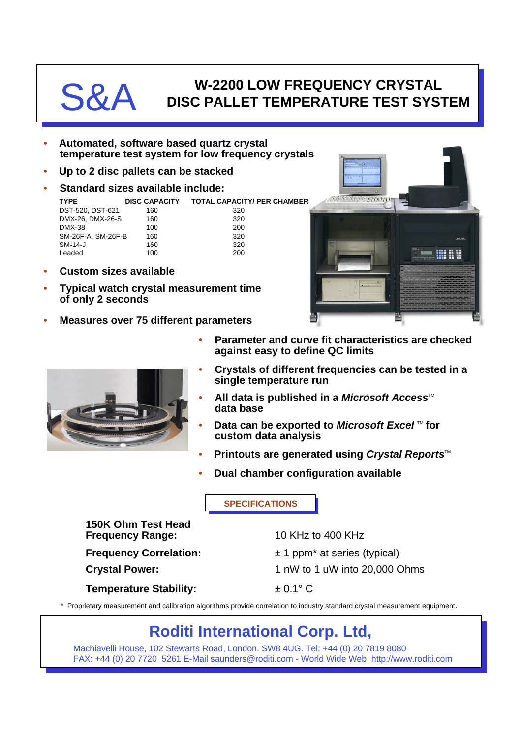# S&A

## W-2200 LOW FREQUENCY CRYSTAL DISC PALLET TEMPERATURE TEST SYSTEM

- **Automated, software based quartz crystal temperature test system for low frequency crystals**
- **Up to 2 disc pallets can be stacked**
- **Standard sizes available include:**

| TYPE | DISC CAPACITY | TOTAL CAPACITY/ PER CHAMBER |
|---|---|---|
| DST-520, DST-621 | 160 | 320 |
| DMX-26, DMX-26-S | 160 | 320 |
| DMX-38 | 100 | 200 |
| SM-26F-A, SM-26F-B | 160 | 320 |
| SM-14-J | 160 | 320 |
| Leaded | 100 | 200 |

- **Custom sizes available**
- **Typical watch crystal measurement time of only 2 seconds**
- **Measures over 75 different parameters**
- **Parameter and curve fit characteristics are checked against easy to define QC limits**
- **Crystals of different frequencies can be tested in a single temperature run**
- **All data is published in a *Microsoft Access*™ data base**
- **Data can be exported to *Microsoft Excel* ™ for custom data analysis**
- **Printouts are generated using *Crystal Reports*™**
- **Dual chamber configuration available**

### SPECIFICATIONS

| | |
|---|---|
| **150K Ohm Test Head Frequency Range:** | 10 KHz to 400 KHz |
| **Frequency Correlation:** | ± 1 ppm* at series (typical) |
| **Crystal Power:** | 1 nW to 1 uW into 20,000 Ohms |
| **Temperature Stability:** | ± 0.1° C |

\* Proprietary measurement and calibration algorithms provide correlation to industry standard crystal measurement equipment.

## Roditi International Corp. Ltd,

Machiavelli House, 102 Stewarts Road, London. SW8 4UG. Tel: +44 (0) 20 7819 8080
FAX: +44 (0) 20 7720 5261 E-Mail saunders@roditi.com - World Wide Web http://www.roditi.com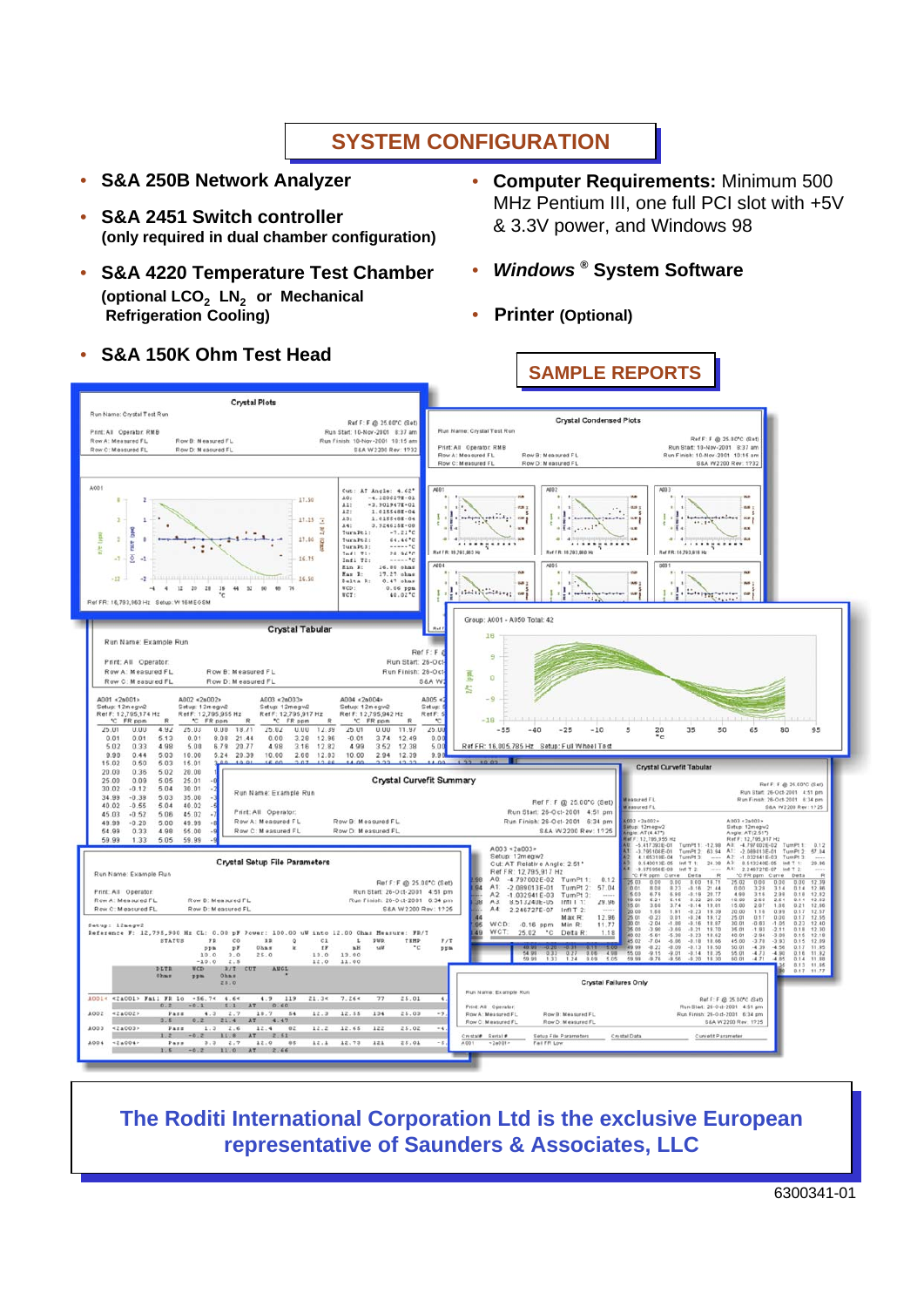# SYSTEM CONFIGURATION

- **S&A 250B Network Analyzer**
- **S&A 2451 Switch controller**
  **(only required in dual chamber configuration)**
- **S&A 4220 Temperature Test Chamber**
  **(optional $LCO_2$ $LN_2$ or Mechanical Refrigeration Cooling)**
- **S&A 150K Ohm Test Head**

- **Computer Requirements:** Minimum 500 MHz Pentium III, one full PCI slot with +5V & 3.3V power, and Windows 98
- ***Windows*® System Software**
- **Printer** (Optional)

## SAMPLE REPORTS

Crystal Plots

Crystal Condensed Plots

Crystal Tabular

Crystal Curvefit Summary

Crystal Curvefit Tabular

Crystal Setup File Parameters

Crystal Failures Only

**The Roditi International Corporation Ltd is the exclusive European representative of Saunders & Associates, LLC**

6300341-01